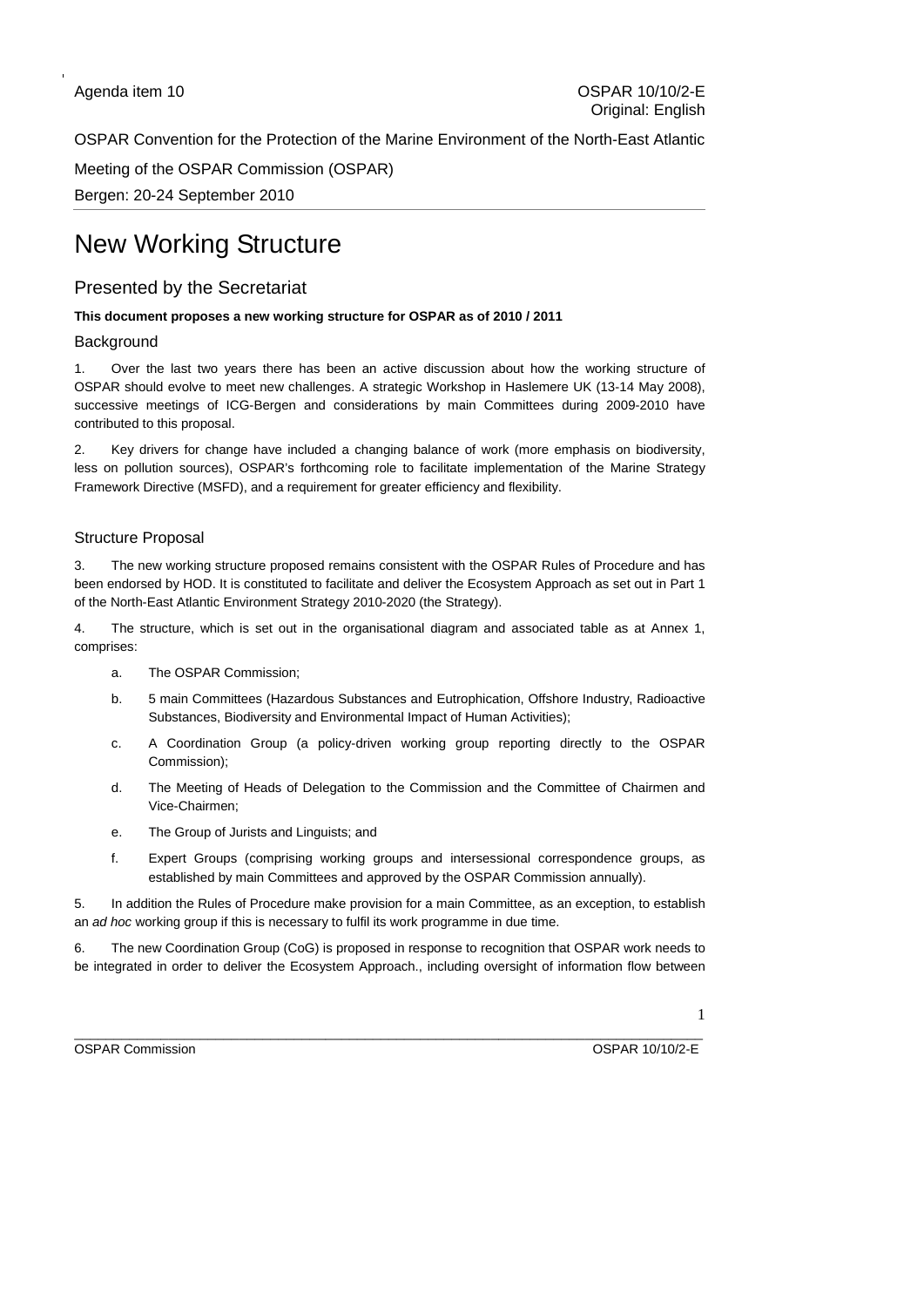Agenda item 10

OSPAR 10/10/2-E
Original: English

OSPAR Convention for the Protection of the Marine Environment of the North-East Atlantic

Meeting of the OSPAR Commission (OSPAR)

Bergen: 20-24 September 2010

# New Working Structure

## Presented by the Secretariat

**This document proposes a new working structure for OSPAR as of 2010 / 2011**

### Background

1. Over the last two years there has been an active discussion about how the working structure of OSPAR should evolve to meet new challenges. A strategic Workshop in Haslemere UK (13-14 May 2008), successive meetings of ICG-Bergen and considerations by main Committees during 2009-2010 have contributed to this proposal.

2. Key drivers for change have included a changing balance of work (more emphasis on biodiversity, less on pollution sources), OSPAR's forthcoming role to facilitate implementation of the Marine Strategy Framework Directive (MSFD), and a requirement for greater efficiency and flexibility.

### Structure Proposal

3. The new working structure proposed remains consistent with the OSPAR Rules of Procedure and has been endorsed by HOD. It is constituted to facilitate and deliver the Ecosystem Approach as set out in Part 1 of the North-East Atlantic Environment Strategy 2010-2020 (the Strategy).

4. The structure, which is set out in the organisational diagram and associated table as at Annex 1, comprises:

   a. The OSPAR Commission;

   b. 5 main Committees (Hazardous Substances and Eutrophication, Offshore Industry, Radioactive Substances, Biodiversity and Environmental Impact of Human Activities);

   c. A Coordination Group (a policy-driven working group reporting directly to the OSPAR Commission);

   d. The Meeting of Heads of Delegation to the Commission and the Committee of Chairmen and Vice-Chairmen;

   e. The Group of Jurists and Linguists; and

   f. Expert Groups (comprising working groups and intersessional correspondence groups, as established by main Committees and approved by the OSPAR Commission annually).

5. In addition the Rules of Procedure make provision for a main Committee, as an exception, to establish an *ad hoc* working group if this is necessary to fulfil its work programme in due time.

6. The new Coordination Group (CoG) is proposed in response to recognition that OSPAR work needs to be integrated in order to deliver the Ecosystem Approach., including oversight of information flow between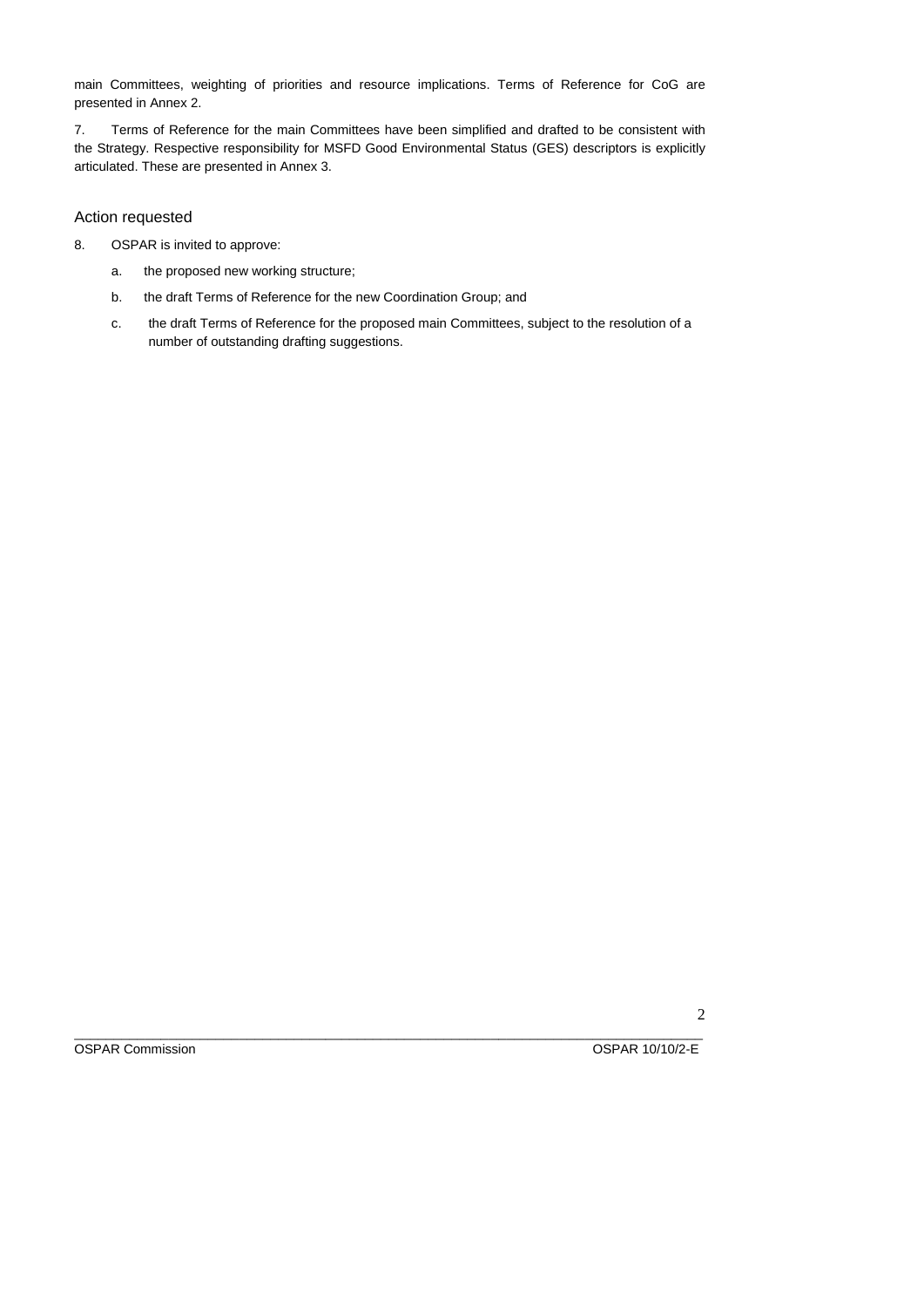main Committees, weighting of priorities and resource implications. Terms of Reference for CoG are presented in Annex 2.

7. Terms of Reference for the main Committees have been simplified and drafted to be consistent with the Strategy. Respective responsibility for MSFD Good Environmental Status (GES) descriptors is explicitly articulated. These are presented in Annex 3.

## Action requested

8. OSPAR is invited to approve:

   a. the proposed new working structure;

   b. the draft Terms of Reference for the new Coordination Group; and

   c. the draft Terms of Reference for the proposed main Committees, subject to the resolution of a number of outstanding drafting suggestions.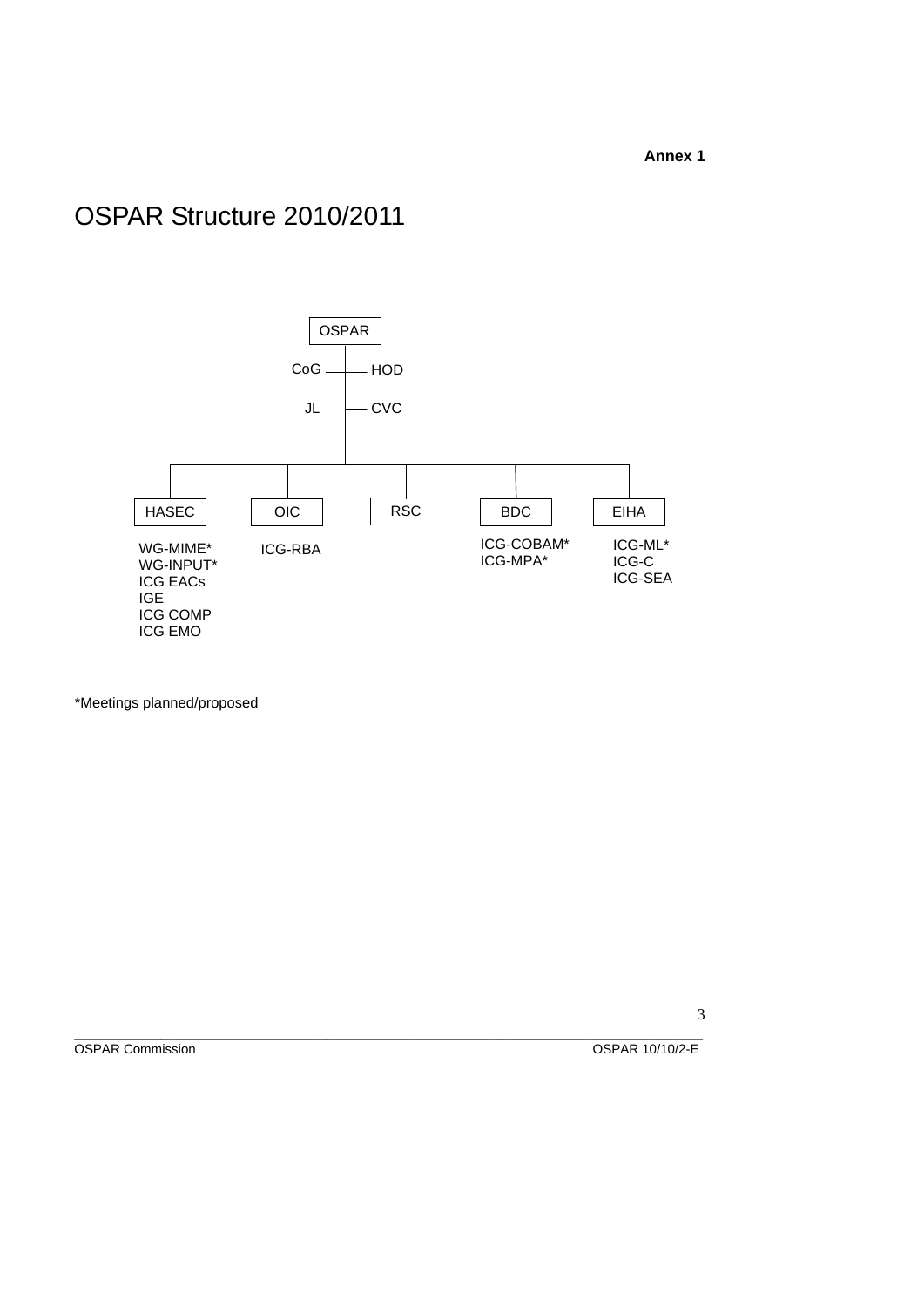**Annex 1**

# OSPAR Structure 2010/2011

OSPAR

- CoG
- HOD
- JL
- CVC

| HASEC | OIC | RSC | BDC | EIHA |
|---|---|---|---|---|
| WG-MIME* | ICG-RBA | | ICG-COBAM* | ICG-ML* |
| WG-INPUT* | | | ICG-MPA* | ICG-C |
| ICG EACs | | | | ICG-SEA |
| IGE | | | | |
| ICG COMP | | | | |
| ICG EMO | | | | |

*Meetings planned/proposed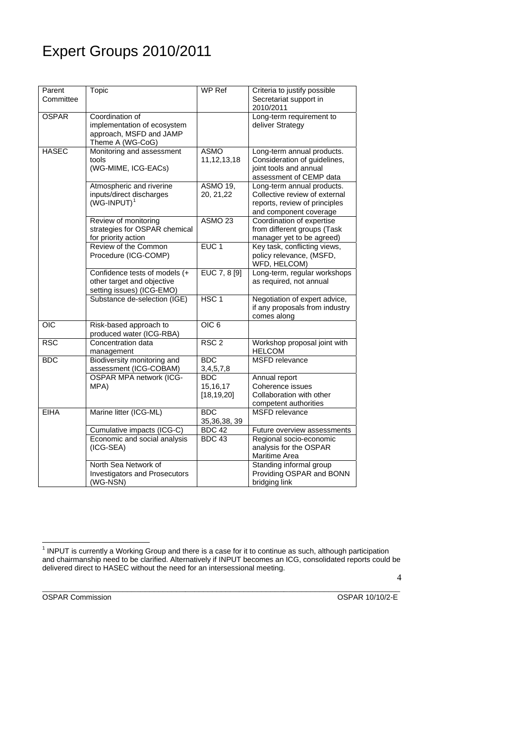# Expert Groups 2010/2011

| Parent Committee | Topic | WP Ref | Criteria to justify possible Secretariat support in 2010/2011 |
|---|---|---|---|
| OSPAR | Coordination of implementation of ecosystem approach, MSFD and JAMP Theme A (WG-CoG) | | Long-term requirement to deliver Strategy |
| HASEC | Monitoring and assessment tools (WG-MIME, ICG-EACs) | ASMO 11,12,13,18 | Long-term annual products. Consideration of guidelines, joint tools and annual assessment of CEMP data |
| | Atmospheric and riverine inputs/direct discharges (WG-INPUT)[1] | ASMO 19, 20, 21,22 | Long-term annual products. Collective review of external reports, review of principles and component coverage |
| | Review of monitoring strategies for OSPAR chemical for priority action | ASMO 23 | Coordination of expertise from different groups (Task manager yet to be agreed) |
| | Review of the Common Procedure (ICG-COMP) | EUC 1 | Key task, conflicting views, policy relevance, (MSFD, WFD, HELCOM) |
| | Confidence tests of models (+ other target and objective setting issues) (ICG-EMO) | EUC 7, 8 [9] | Long-term, regular workshops as required, not annual |
| | Substance de-selection (IGE) | HSC 1 | Negotiation of expert advice, if any proposals from industry comes along |
| OIC | Risk-based approach to produced water (ICG-RBA) | OIC 6 | |
| RSC | Concentration data management | RSC 2 | Workshop proposal joint with HELCOM |
| BDC | Biodiversity monitoring and assessment (ICG-COBAM) | BDC 3,4,5,7,8 | MSFD relevance |
| | OSPAR MPA network (ICG-MPA) | BDC 15,16,17 [18,19,20] | Annual report<br>Coherence issues<br>Collaboration with other competent authorities |
| EIHA | Marine litter (ICG-ML) | BDC 35,36,38, 39 | MSFD relevance |
| | Cumulative impacts (ICG-C) | BDC 42 | Future overview assessments |
| | Economic and social analysis (ICG-SEA) | BDC 43 | Regional socio-economic analysis for the OSPAR Maritime Area |
| | North Sea Network of Investigators and Prosecutors (WG-NSN) | | Standing informal group Providing OSPAR and BONN bridging link |

[1] INPUT is currently a Working Group and there is a case for it to continue as such, although participation and chairmanship need to be clarified. Alternatively if INPUT becomes an ICG, consolidated reports could be delivered direct to HASEC without the need for an intersessional meeting.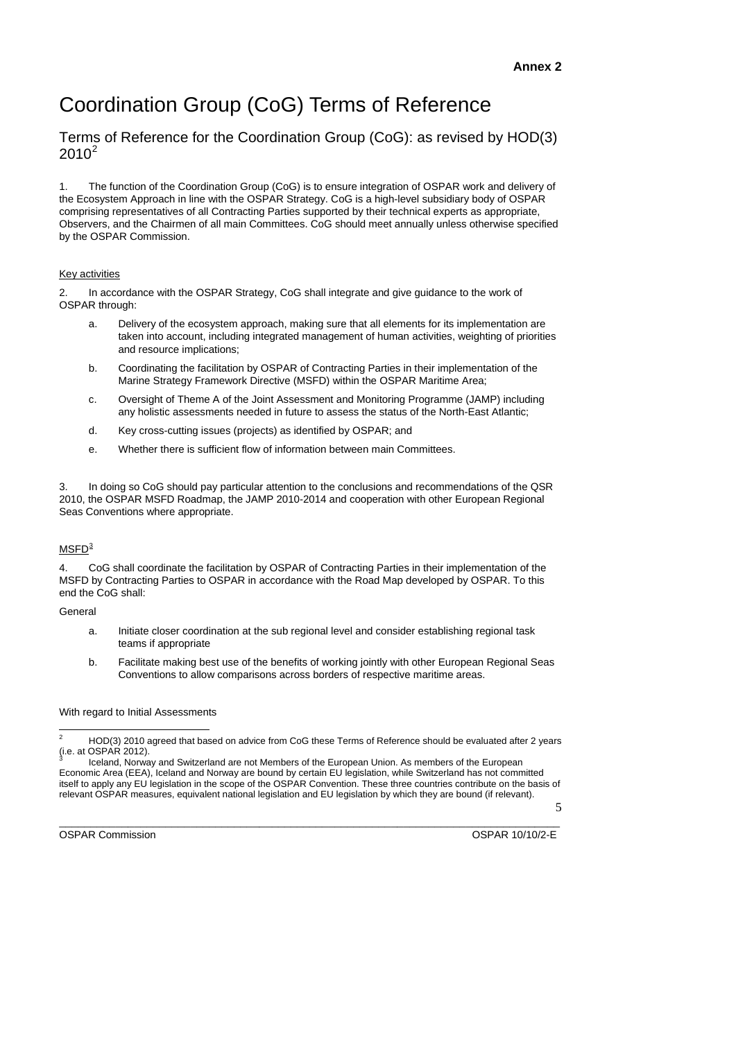**Annex 2**

# Coordination Group (CoG) Terms of Reference

## Terms of Reference for the Coordination Group (CoG): as revised by HOD(3) 2010[2]

1. The function of the Coordination Group (CoG) is to ensure integration of OSPAR work and delivery of the Ecosystem Approach in line with the OSPAR Strategy. CoG is a high-level subsidiary body of OSPAR comprising representatives of all Contracting Parties supported by their technical experts as appropriate, Observers, and the Chairmen of all main Committees. CoG should meet annually unless otherwise specified by the OSPAR Commission.

Key activities

2. In accordance with the OSPAR Strategy, CoG shall integrate and give guidance to the work of OSPAR through:

   a. Delivery of the ecosystem approach, making sure that all elements for its implementation are taken into account, including integrated management of human activities, weighting of priorities and resource implications;

   b. Coordinating the facilitation by OSPAR of Contracting Parties in their implementation of the Marine Strategy Framework Directive (MSFD) within the OSPAR Maritime Area;

   c. Oversight of Theme A of the Joint Assessment and Monitoring Programme (JAMP) including any holistic assessments needed in future to assess the status of the North-East Atlantic;

   d. Key cross-cutting issues (projects) as identified by OSPAR; and

   e. Whether there is sufficient flow of information between main Committees.

3. In doing so CoG should pay particular attention to the conclusions and recommendations of the QSR 2010, the OSPAR MSFD Roadmap, the JAMP 2010-2014 and cooperation with other European Regional Seas Conventions where appropriate.

MSFD[3]

4. CoG shall coordinate the facilitation by OSPAR of Contracting Parties in their implementation of the MSFD by Contracting Parties to OSPAR in accordance with the Road Map developed by OSPAR. To this end the CoG shall:

General

   a. Initiate closer coordination at the sub regional level and consider establishing regional task teams if appropriate

   b. Facilitate making best use of the benefits of working jointly with other European Regional Seas Conventions to allow comparisons across borders of respective maritime areas.

With regard to Initial Assessments

---

[2] HOD(3) 2010 agreed that based on advice from CoG these Terms of Reference should be evaluated after 2 years (i.e. at OSPAR 2012).

[3] Iceland, Norway and Switzerland are not Members of the European Union. As members of the European Economic Area (EEA), Iceland and Norway are bound by certain EU legislation, while Switzerland has not committed itself to apply any EU legislation in the scope of the OSPAR Convention. These three countries contribute on the basis of relevant OSPAR measures, equivalent national legislation and EU legislation by which they are bound (if relevant).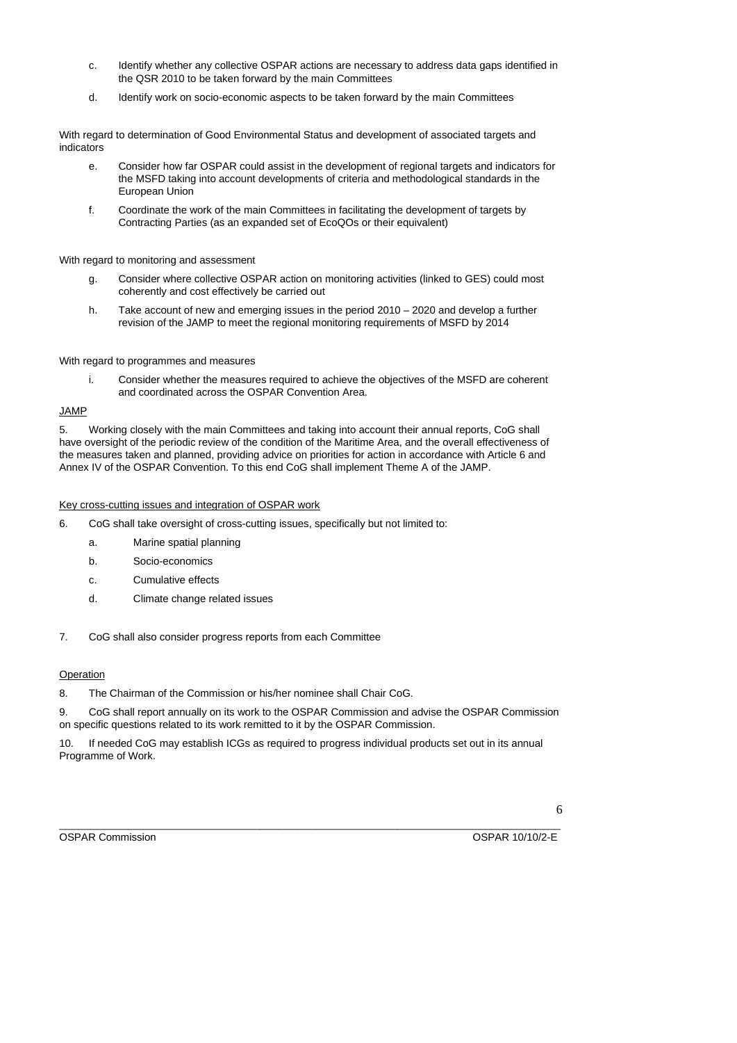c. Identify whether any collective OSPAR actions are necessary to address data gaps identified in the QSR 2010 to be taken forward by the main Committees

d. Identify work on socio-economic aspects to be taken forward by the main Committees

With regard to determination of Good Environmental Status and development of associated targets and indicators

e. Consider how far OSPAR could assist in the development of regional targets and indicators for the MSFD taking into account developments of criteria and methodological standards in the European Union

f. Coordinate the work of the main Committees in facilitating the development of targets by Contracting Parties (as an expanded set of EcoQOs or their equivalent)

With regard to monitoring and assessment

g. Consider where collective OSPAR action on monitoring activities (linked to GES) could most coherently and cost effectively be carried out

h. Take account of new and emerging issues in the period 2010 – 2020 and develop a further revision of the JAMP to meet the regional monitoring requirements of MSFD by 2014

With regard to programmes and measures

i. Consider whether the measures required to achieve the objectives of the MSFD are coherent and coordinated across the OSPAR Convention Area.

JAMP

5. Working closely with the main Committees and taking into account their annual reports, CoG shall have oversight of the periodic review of the condition of the Maritime Area, and the overall effectiveness of the measures taken and planned, providing advice on priorities for action in accordance with Article 6 and Annex IV of the OSPAR Convention. To this end CoG shall implement Theme A of the JAMP.

Key cross-cutting issues and integration of OSPAR work

6. CoG shall take oversight of cross-cutting issues, specifically but not limited to:

a. Marine spatial planning

b. Socio-economics

c. Cumulative effects

d. Climate change related issues

7. CoG shall also consider progress reports from each Committee

Operation

8. The Chairman of the Commission or his/her nominee shall Chair CoG.

9. CoG shall report annually on its work to the OSPAR Commission and advise the OSPAR Commission on specific questions related to its work remitted to it by the OSPAR Commission.

10. If needed CoG may establish ICGs as required to progress individual products set out in its annual Programme of Work.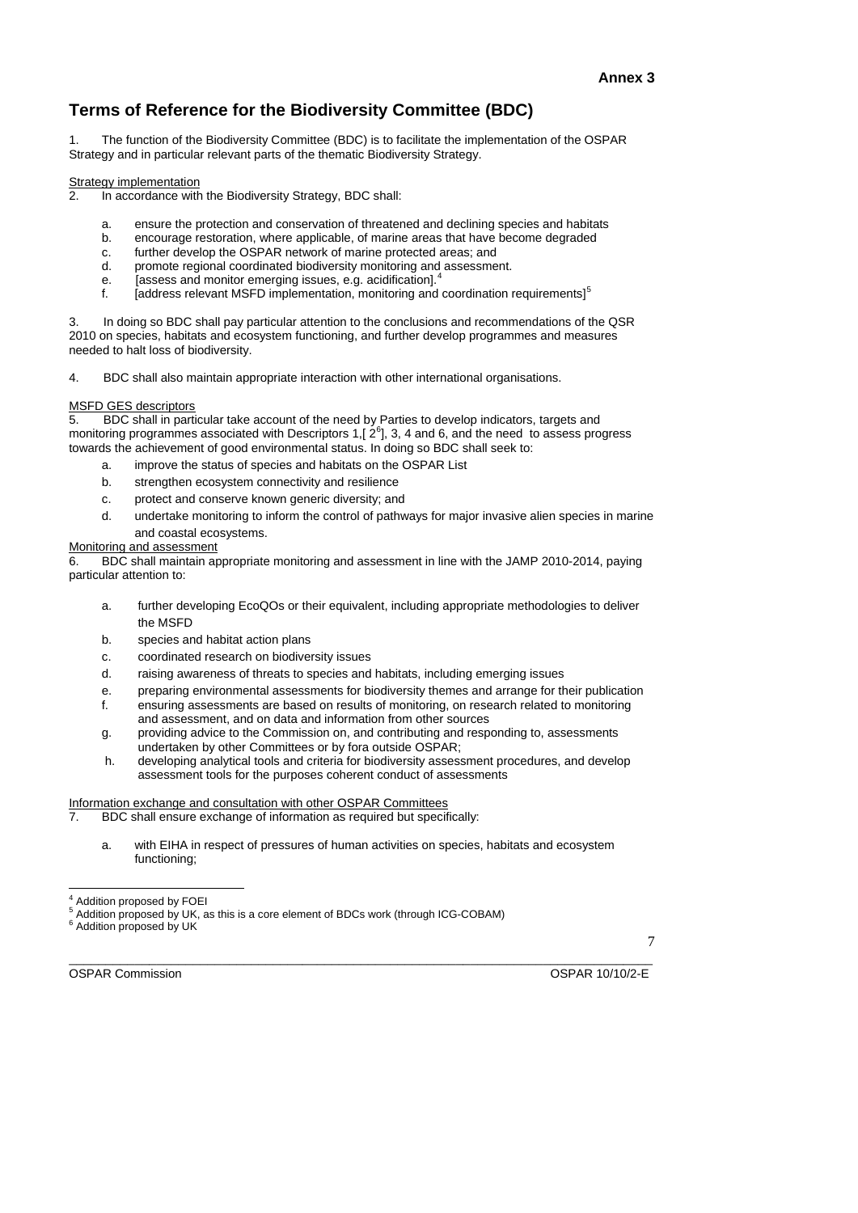**Annex 3**

## Terms of Reference for the Biodiversity Committee (BDC)

1. The function of the Biodiversity Committee (BDC) is to facilitate the implementation of the OSPAR Strategy and in particular relevant parts of the thematic Biodiversity Strategy.

Strategy implementation

2. In accordance with the Biodiversity Strategy, BDC shall:

   a. ensure the protection and conservation of threatened and declining species and habitats
   b. encourage restoration, where applicable, of marine areas that have become degraded
   c. further develop the OSPAR network of marine protected areas; and
   d. promote regional coordinated biodiversity monitoring and assessment.
   e. [assess and monitor emerging issues, e.g. acidification].[4]
   f. [address relevant MSFD implementation, monitoring and coordination requirements][5]

3. In doing so BDC shall pay particular attention to the conclusions and recommendations of the QSR 2010 on species, habitats and ecosystem functioning, and further develop programmes and measures needed to halt loss of biodiversity.

4. BDC shall also maintain appropriate interaction with other international organisations.

MSFD GES descriptors

5. BDC shall in particular take account of the need by Parties to develop indicators, targets and monitoring programmes associated with Descriptors 1,[ 2[6]], 3, 4 and 6, and the need to assess progress towards the achievement of good environmental status. In doing so BDC shall seek to:

   a. improve the status of species and habitats on the OSPAR List
   b. strengthen ecosystem connectivity and resilience
   c. protect and conserve known generic diversity; and
   d. undertake monitoring to inform the control of pathways for major invasive alien species in marine and coastal ecosystems.

Monitoring and assessment

6. BDC shall maintain appropriate monitoring and assessment in line with the JAMP 2010-2014, paying particular attention to:

   a. further developing EcoQOs or their equivalent, including appropriate methodologies to deliver the MSFD
   b. species and habitat action plans
   c. coordinated research on biodiversity issues
   d. raising awareness of threats to species and habitats, including emerging issues
   e. preparing environmental assessments for biodiversity themes and arrange for their publication
   f. ensuring assessments are based on results of monitoring, on research related to monitoring and assessment, and on data and information from other sources
   g. providing advice to the Commission on, and contributing and responding to, assessments undertaken by other Committees or by fora outside OSPAR;
   h. developing analytical tools and criteria for biodiversity assessment procedures, and develop assessment tools for the purposes coherent conduct of assessments

Information exchange and consultation with other OSPAR Committees

7. BDC shall ensure exchange of information as required but specifically:

   a. with EIHA in respect of pressures of human activities on species, habitats and ecosystem functioning;

---

[4] Addition proposed by FOEI

[5] Addition proposed by UK, as this is a core element of BDCs work (through ICG-COBAM)

[6] Addition proposed by UK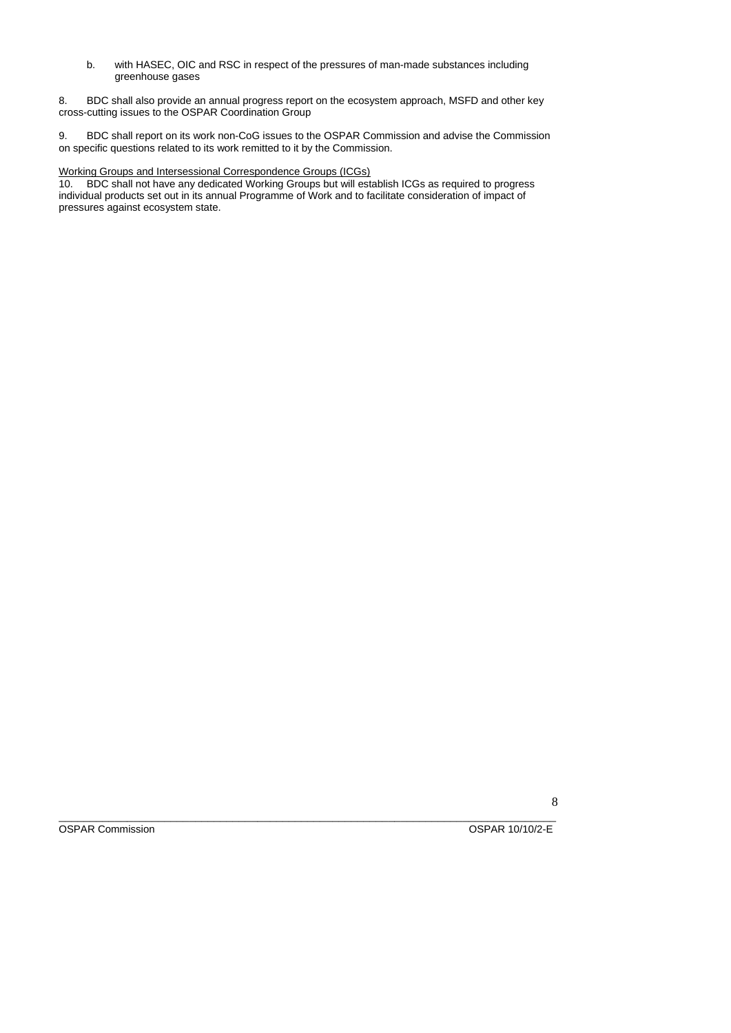b. with HASEC, OIC and RSC in respect of the pressures of man-made substances including greenhouse gases

8. BDC shall also provide an annual progress report on the ecosystem approach, MSFD and other key cross-cutting issues to the OSPAR Coordination Group

9. BDC shall report on its work non-CoG issues to the OSPAR Commission and advise the Commission on specific questions related to its work remitted to it by the Commission.

Working Groups and Intersessional Correspondence Groups (ICGs)

10. BDC shall not have any dedicated Working Groups but will establish ICGs as required to progress individual products set out in its annual Programme of Work and to facilitate consideration of impact of pressures against ecosystem state.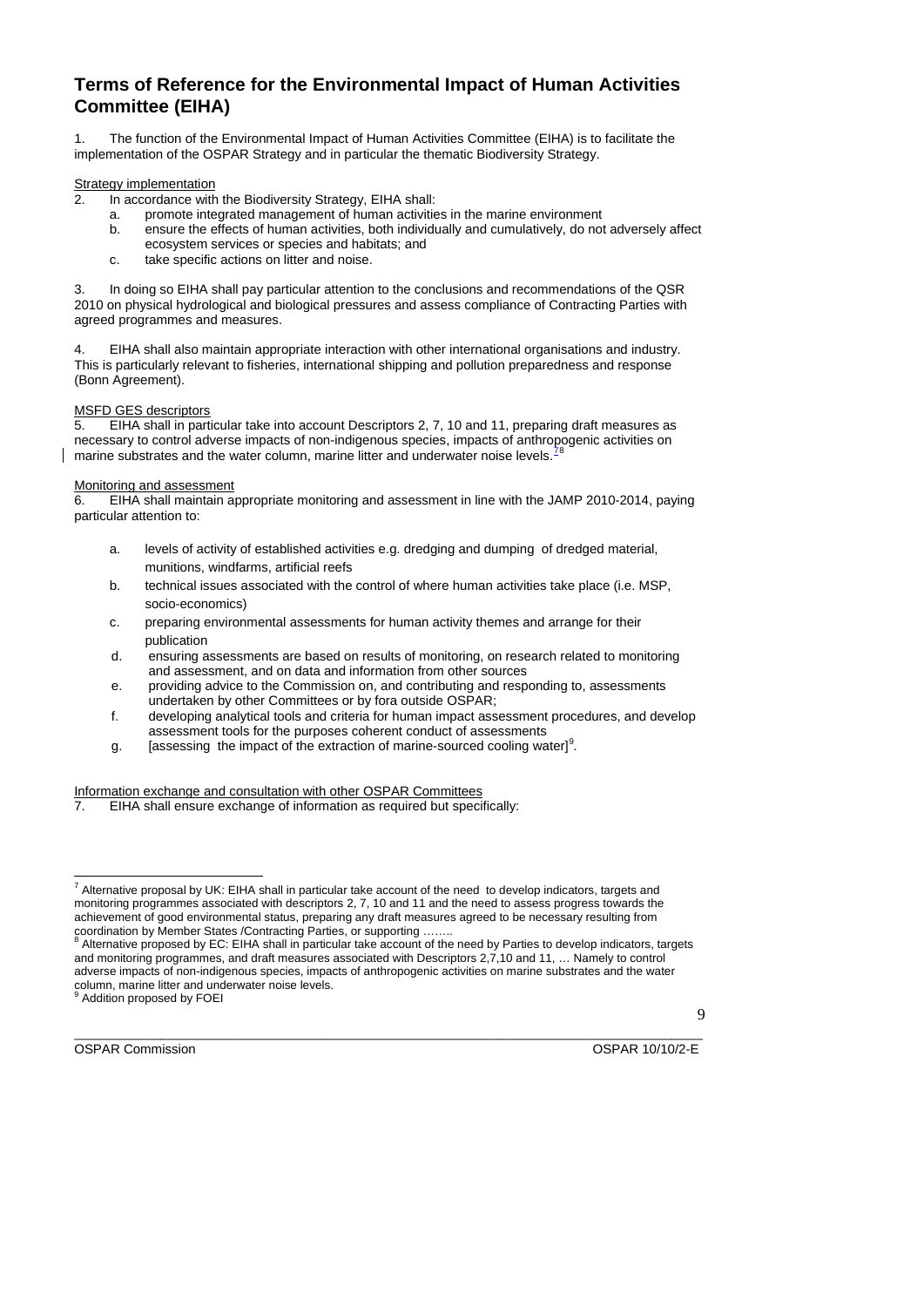## Terms of Reference for the Environmental Impact of Human Activities Committee (EIHA)

1. The function of the Environmental Impact of Human Activities Committee (EIHA) is to facilitate the implementation of the OSPAR Strategy and in particular the thematic Biodiversity Strategy.

Strategy implementation

2. In accordance with the Biodiversity Strategy, EIHA shall:
   a. promote integrated management of human activities in the marine environment
   b. ensure the effects of human activities, both individually and cumulatively, do not adversely affect ecosystem services or species and habitats; and
   c. take specific actions on litter and noise.

3. In doing so EIHA shall pay particular attention to the conclusions and recommendations of the QSR 2010 on physical hydrological and biological pressures and assess compliance of Contracting Parties with agreed programmes and measures.

4. EIHA shall also maintain appropriate interaction with other international organisations and industry. This is particularly relevant to fisheries, international shipping and pollution preparedness and response (Bonn Agreement).

MSFD GES descriptors

5. EIHA shall in particular take into account Descriptors 2, 7, 10 and 11, preparing draft measures as necessary to control adverse impacts of non-indigenous species, impacts of anthropogenic activities on marine substrates and the water column, marine litter and underwater noise levels.[7][8]

Monitoring and assessment

6. EIHA shall maintain appropriate monitoring and assessment in line with the JAMP 2010-2014, paying particular attention to:

   a. levels of activity of established activities e.g. dredging and dumping of dredged material, munitions, windfarms, artificial reefs
   b. technical issues associated with the control of where human activities take place (i.e. MSP, socio-economics)
   c. preparing environmental assessments for human activity themes and arrange for their publication
   d. ensuring assessments are based on results of monitoring, on research related to monitoring and assessment, and on data and information from other sources
   e. providing advice to the Commission on, and contributing and responding to, assessments undertaken by other Committees or by fora outside OSPAR;
   f. developing analytical tools and criteria for human impact assessment procedures, and develop assessment tools for the purposes coherent conduct of assessments
   g. [assessing the impact of the extraction of marine-sourced cooling water][9].

Information exchange and consultation with other OSPAR Committees

7. EIHA shall ensure exchange of information as required but specifically:

---

[7] Alternative proposal by UK: EIHA shall in particular take account of the need to develop indicators, targets and monitoring programmes associated with descriptors 2, 7, 10 and 11 and the need to assess progress towards the achievement of good environmental status, preparing any draft measures agreed to be necessary resulting from coordination by Member States /Contracting Parties, or supporting ……..

[8] Alternative proposed by EC: EIHA shall in particular take account of the need by Parties to develop indicators, targets and monitoring programmes, and draft measures associated with Descriptors 2,7,10 and 11, … Namely to control adverse impacts of non-indigenous species, impacts of anthropogenic activities on marine substrates and the water column, marine litter and underwater noise levels.

[9] Addition proposed by FOEI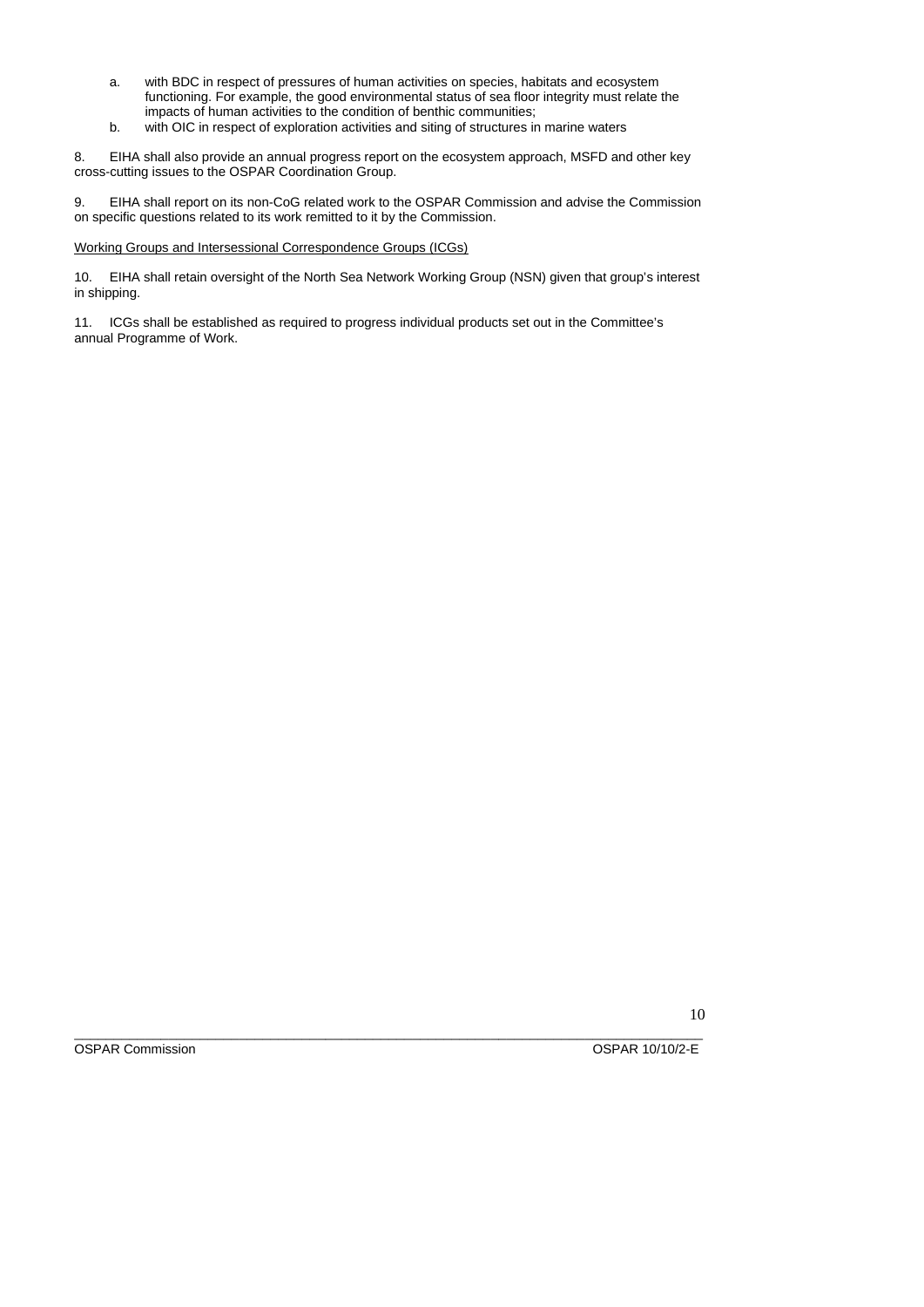a. with BDC in respect of pressures of human activities on species, habitats and ecosystem functioning. For example, the good environmental status of sea floor integrity must relate the impacts of human activities to the condition of benthic communities;

b. with OIC in respect of exploration activities and siting of structures in marine waters

8. EIHA shall also provide an annual progress report on the ecosystem approach, MSFD and other key cross-cutting issues to the OSPAR Coordination Group.

9. EIHA shall report on its non-CoG related work to the OSPAR Commission and advise the Commission on specific questions related to its work remitted to it by the Commission.

<u>Working Groups and Intersessional Correspondence Groups (ICGs)</u>

10. EIHA shall retain oversight of the North Sea Network Working Group (NSN) given that group's interest in shipping.

11. ICGs shall be established as required to progress individual products set out in the Committee's annual Programme of Work.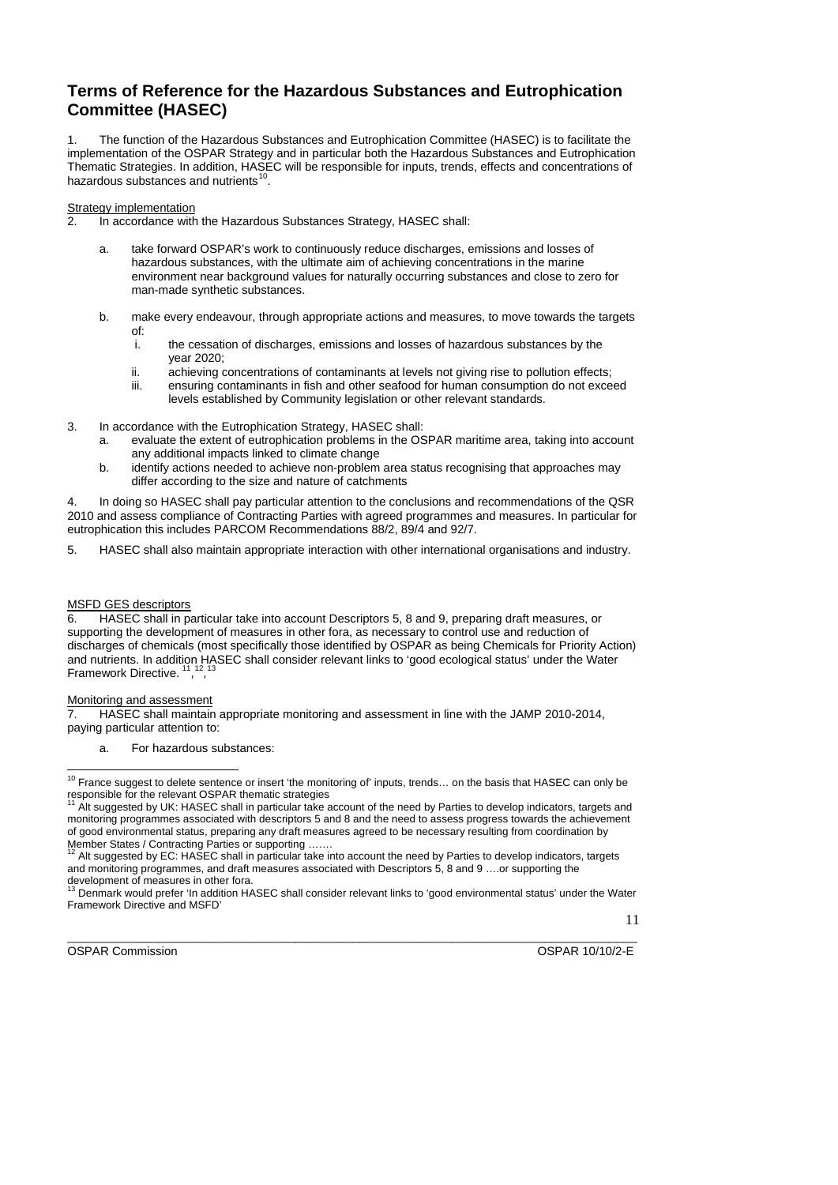## Terms of Reference for the Hazardous Substances and Eutrophication Committee (HASEC)

1. The function of the Hazardous Substances and Eutrophication Committee (HASEC) is to facilitate the implementation of the OSPAR Strategy and in particular both the Hazardous Substances and Eutrophication Thematic Strategies. In addition, HASEC will be responsible for inputs, trends, effects and concentrations of hazardous substances and nutrients[10].

Strategy implementation

2. In accordance with the Hazardous Substances Strategy, HASEC shall:

   a. take forward OSPAR's work to continuously reduce discharges, emissions and losses of hazardous substances, with the ultimate aim of achieving concentrations in the marine environment near background values for naturally occurring substances and close to zero for man-made synthetic substances.

   b. make every endeavour, through appropriate actions and measures, to move towards the targets of:
      i. the cessation of discharges, emissions and losses of hazardous substances by the year 2020;
      ii. achieving concentrations of contaminants at levels not giving rise to pollution effects;
      iii. ensuring contaminants in fish and other seafood for human consumption do not exceed levels established by Community legislation or other relevant standards.

3. In accordance with the Eutrophication Strategy, HASEC shall:
   a. evaluate the extent of eutrophication problems in the OSPAR maritime area, taking into account any additional impacts linked to climate change
   b. identify actions needed to achieve non-problem area status recognising that approaches may differ according to the size and nature of catchments

4. In doing so HASEC shall pay particular attention to the conclusions and recommendations of the QSR 2010 and assess compliance of Contracting Parties with agreed programmes and measures. In particular for eutrophication this includes PARCOM Recommendations 88/2, 89/4 and 92/7.

5. HASEC shall also maintain appropriate interaction with other international organisations and industry.

MSFD GES descriptors

6. HASEC shall in particular take into account Descriptors 5, 8 and 9, preparing draft measures, or supporting the development of measures in other fora, as necessary to control use and reduction of discharges of chemicals (most specifically those identified by OSPAR as being Chemicals for Priority Action) and nutrients. In addition HASEC shall consider relevant links to 'good ecological status' under the Water Framework Directive. [11], [12], [13]

Monitoring and assessment

7. HASEC shall maintain appropriate monitoring and assessment in line with the JAMP 2010-2014, paying particular attention to:

   a. For hazardous substances:

---

[10] France suggest to delete sentence or insert 'the monitoring of' inputs, trends… on the basis that HASEC can only be responsible for the relevant OSPAR thematic strategies

[11] Alt suggested by UK: HASEC shall in particular take account of the need by Parties to develop indicators, targets and monitoring programmes associated with descriptors 5 and 8 and the need to assess progress towards the achievement of good environmental status, preparing any draft measures agreed to be necessary resulting from coordination by Member States / Contracting Parties or supporting …….

[12] Alt suggested by EC: HASEC shall in particular take into account the need by Parties to develop indicators, targets and monitoring programmes, and draft measures associated with Descriptors 5, 8 and 9 ….or supporting the development of measures in other fora.

[13] Denmark would prefer 'In addition HASEC shall consider relevant links to 'good environmental status' under the Water Framework Directive and MSFD'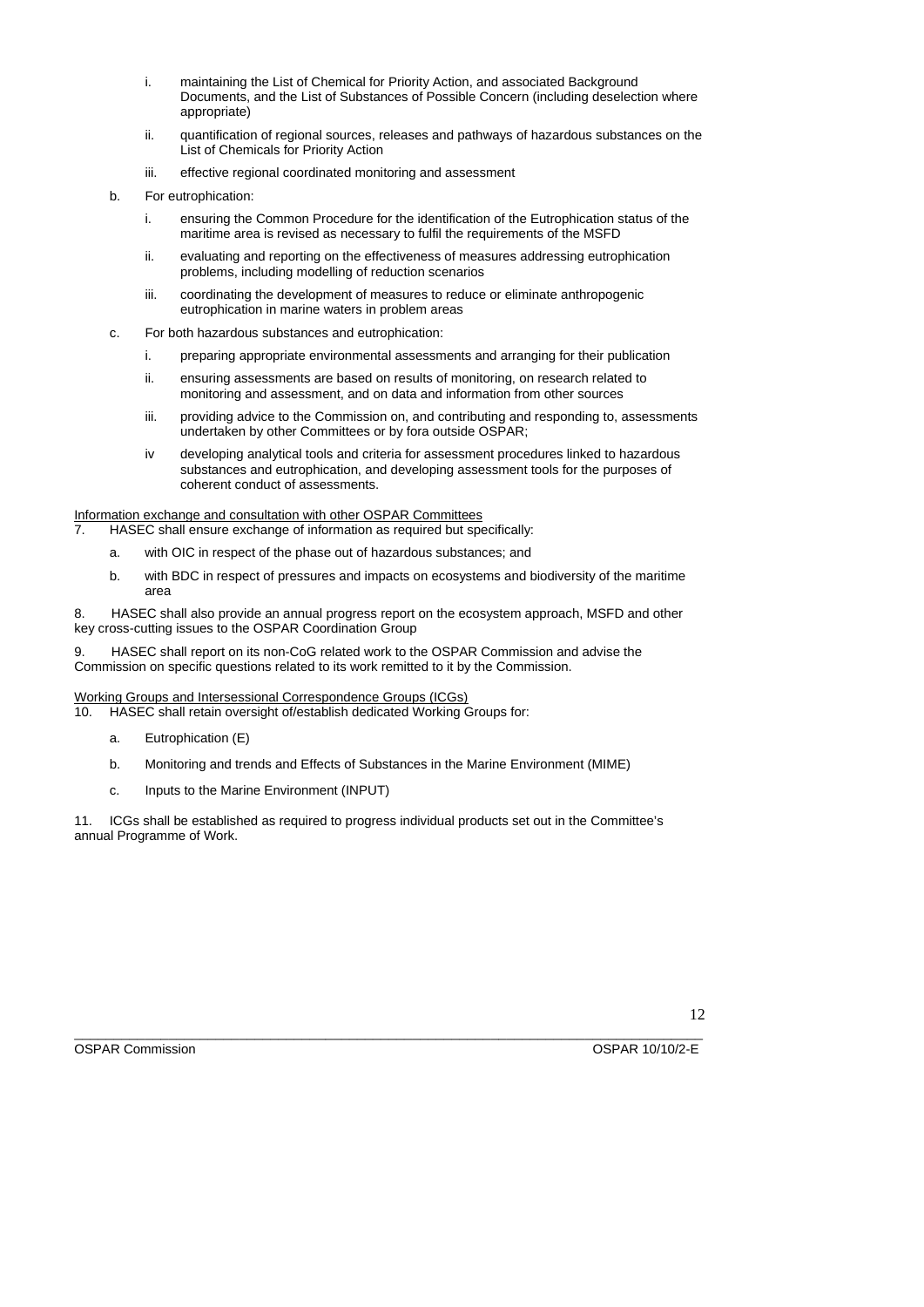i. maintaining the List of Chemical for Priority Action, and associated Background Documents, and the List of Substances of Possible Concern (including deselection where appropriate)

   ii. quantification of regional sources, releases and pathways of hazardous substances on the List of Chemicals for Priority Action

   iii. effective regional coordinated monitoring and assessment

b. For eutrophication:

   i. ensuring the Common Procedure for the identification of the Eutrophication status of the maritime area is revised as necessary to fulfil the requirements of the MSFD

   ii. evaluating and reporting on the effectiveness of measures addressing eutrophication problems, including modelling of reduction scenarios

   iii. coordinating the development of measures to reduce or eliminate anthropogenic eutrophication in marine waters in problem areas

c. For both hazardous substances and eutrophication:

   i. preparing appropriate environmental assessments and arranging for their publication

   ii. ensuring assessments are based on results of monitoring, on research related to monitoring and assessment, and on data and information from other sources

   iii. providing advice to the Commission on, and contributing and responding to, assessments undertaken by other Committees or by fora outside OSPAR;

   iv developing analytical tools and criteria for assessment procedures linked to hazardous substances and eutrophication, and developing assessment tools for the purposes of coherent conduct of assessments.

<u>Information exchange and consultation with other OSPAR Committees</u>

7. HASEC shall ensure exchange of information as required but specifically:

   a. with OIC in respect of the phase out of hazardous substances; and

   b. with BDC in respect of pressures and impacts on ecosystems and biodiversity of the maritime area

8. HASEC shall also provide an annual progress report on the ecosystem approach, MSFD and other key cross-cutting issues to the OSPAR Coordination Group

9. HASEC shall report on its non-CoG related work to the OSPAR Commission and advise the Commission on specific questions related to its work remitted to it by the Commission.

<u>Working Groups and Intersessional Correspondence Groups (ICGs)</u>

10. HASEC shall retain oversight of/establish dedicated Working Groups for:

   a. Eutrophication (E)

   b. Monitoring and trends and Effects of Substances in the Marine Environment (MIME)

   c. Inputs to the Marine Environment (INPUT)

11. ICGs shall be established as required to progress individual products set out in the Committee's annual Programme of Work.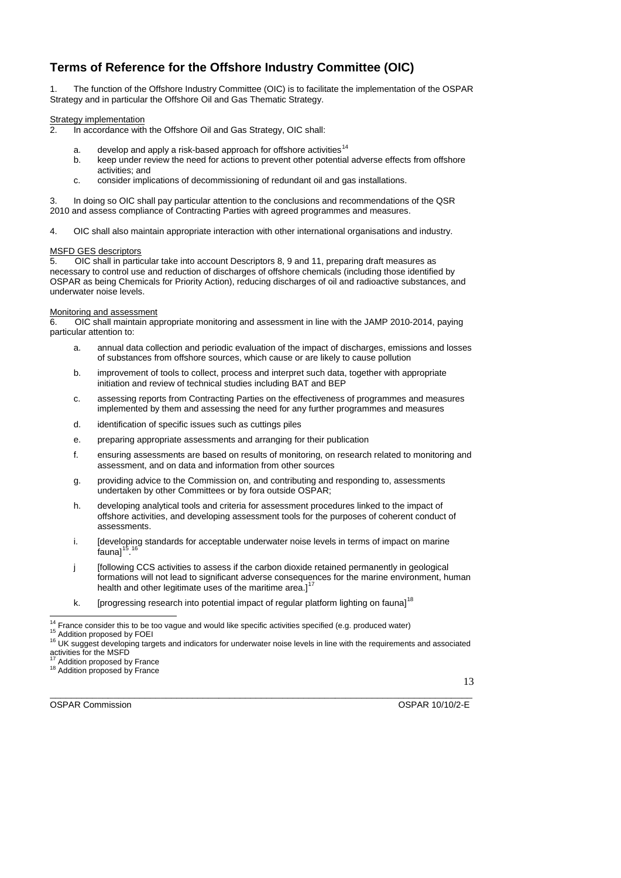# Terms of Reference for the Offshore Industry Committee (OIC)

1. The function of the Offshore Industry Committee (OIC) is to facilitate the implementation of the OSPAR Strategy and in particular the Offshore Oil and Gas Thematic Strategy.

Strategy implementation

2. In accordance with the Offshore Oil and Gas Strategy, OIC shall:

   a. develop and apply a risk-based approach for offshore activities[14]
   b. keep under review the need for actions to prevent other potential adverse effects from offshore activities; and
   c. consider implications of decommissioning of redundant oil and gas installations.

3. In doing so OIC shall pay particular attention to the conclusions and recommendations of the QSR 2010 and assess compliance of Contracting Parties with agreed programmes and measures.

4. OIC shall also maintain appropriate interaction with other international organisations and industry.

MSFD GES descriptors

5. OIC shall in particular take into account Descriptors 8, 9 and 11, preparing draft measures as necessary to control use and reduction of discharges of offshore chemicals (including those identified by OSPAR as being Chemicals for Priority Action), reducing discharges of oil and radioactive substances, and underwater noise levels.

Monitoring and assessment

6. OIC shall maintain appropriate monitoring and assessment in line with the JAMP 2010-2014, paying particular attention to:

   a. annual data collection and periodic evaluation of the impact of discharges, emissions and losses of substances from offshore sources, which cause or are likely to cause pollution

   b. improvement of tools to collect, process and interpret such data, together with appropriate initiation and review of technical studies including BAT and BEP

   c. assessing reports from Contracting Parties on the effectiveness of programmes and measures implemented by them and assessing the need for any further programmes and measures

   d. identification of specific issues such as cuttings piles

   e. preparing appropriate assessments and arranging for their publication

   f. ensuring assessments are based on results of monitoring, on research related to monitoring and assessment, and on data and information from other sources

   g. providing advice to the Commission on, and contributing and responding to, assessments undertaken by other Committees or by fora outside OSPAR;

   h. developing analytical tools and criteria for assessment procedures linked to the impact of offshore activities, and developing assessment tools for the purposes of coherent conduct of assessments.

   i. [developing standards for acceptable underwater noise levels in terms of impact on marine fauna][15,16].

   j [following CCS activities to assess if the carbon dioxide retained permanently in geological formations will not lead to significant adverse consequences for the marine environment, human health and other legitimate uses of the maritime area.][17]

   k. [progressing research into potential impact of regular platform lighting on fauna][18]

---

[14] France consider this to be too vague and would like specific activities specified (e.g. produced water)

[15] Addition proposed by FOEI

[16] UK suggest developing targets and indicators for underwater noise levels in line with the requirements and associated activities for the MSFD

[17] Addition proposed by France

[18] Addition proposed by France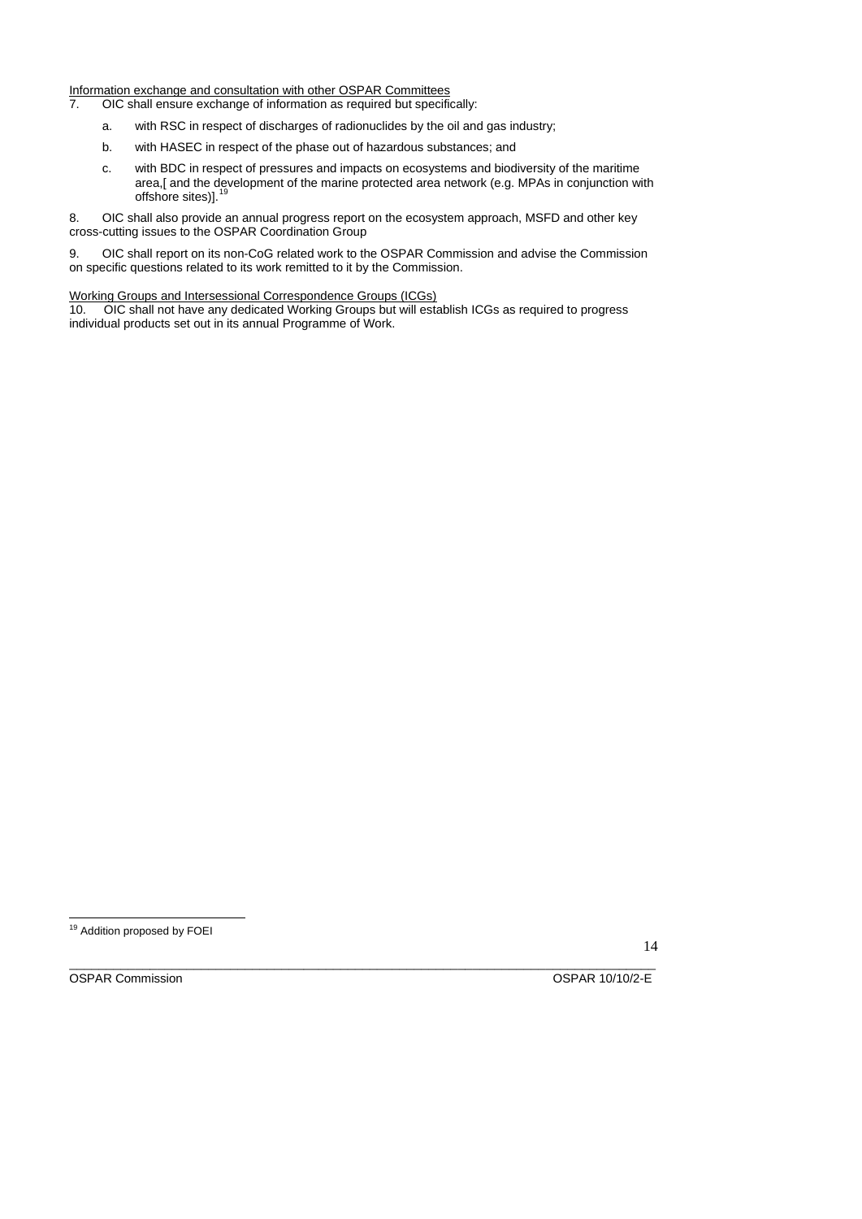Information exchange and consultation with other OSPAR Committees

7. OIC shall ensure exchange of information as required but specifically:

   a. with RSC in respect of discharges of radionuclides by the oil and gas industry;

   b. with HASEC in respect of the phase out of hazardous substances; and

   c. with BDC in respect of pressures and impacts on ecosystems and biodiversity of the maritime area,[ and the development of the marine protected area network (e.g. MPAs in conjunction with offshore sites)].[19]

8. OIC shall also provide an annual progress report on the ecosystem approach, MSFD and other key cross-cutting issues to the OSPAR Coordination Group

9. OIC shall report on its non-CoG related work to the OSPAR Commission and advise the Commission on specific questions related to its work remitted to it by the Commission.

Working Groups and Intersessional Correspondence Groups (ICGs)

10. OIC shall not have any dedicated Working Groups but will establish ICGs as required to progress individual products set out in its annual Programme of Work.

[19] Addition proposed by FOEI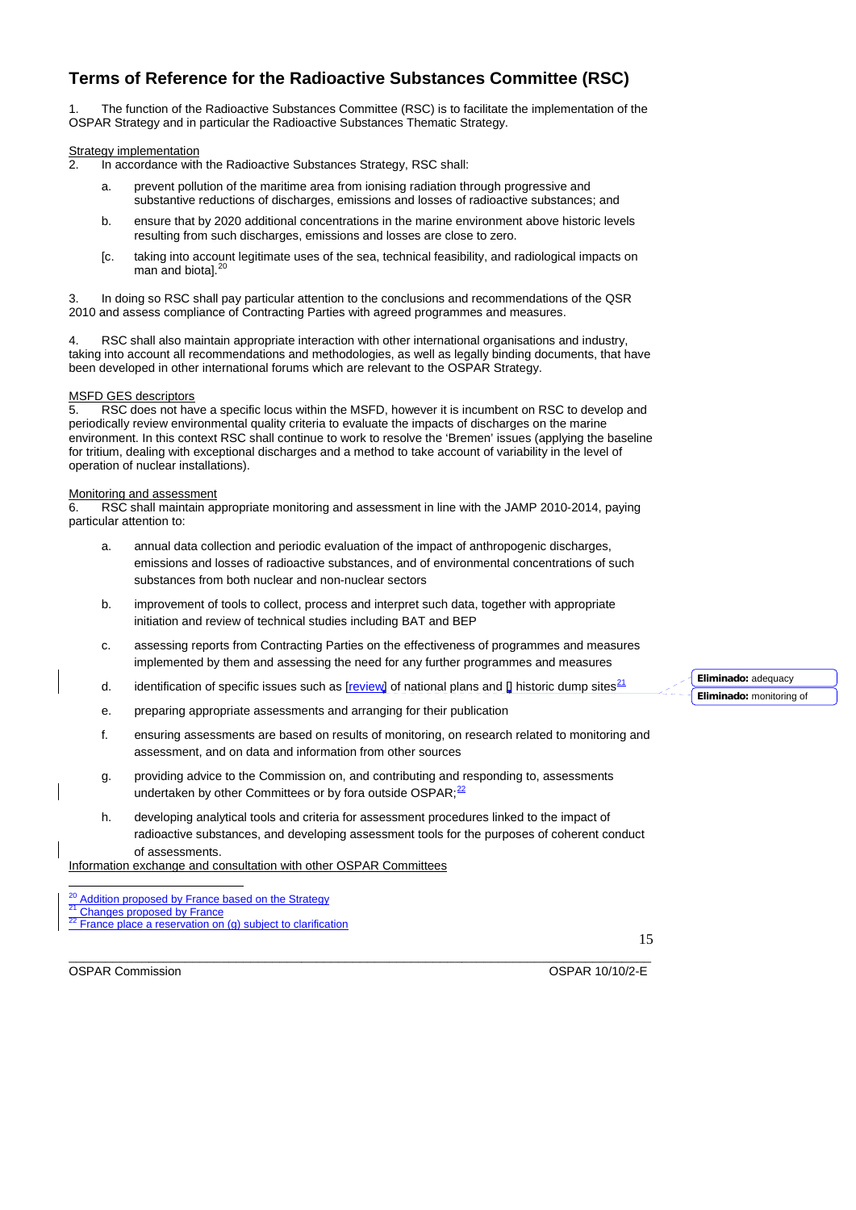## Terms of Reference for the Radioactive Substances Committee (RSC)

1. The function of the Radioactive Substances Committee (RSC) is to facilitate the implementation of the OSPAR Strategy and in particular the Radioactive Substances Thematic Strategy.

Strategy implementation

2. In accordance with the Radioactive Substances Strategy, RSC shall:

   a. prevent pollution of the maritime area from ionising radiation through progressive and substantive reductions of discharges, emissions and losses of radioactive substances; and

   b. ensure that by 2020 additional concentrations in the marine environment above historic levels resulting from such discharges, emissions and losses are close to zero.

   [c. taking into account legitimate uses of the sea, technical feasibility, and radiological impacts on man and biota].[20]

3. In doing so RSC shall pay particular attention to the conclusions and recommendations of the QSR 2010 and assess compliance of Contracting Parties with agreed programmes and measures.

4. RSC shall also maintain appropriate interaction with other international organisations and industry, taking into account all recommendations and methodologies, as well as legally binding documents, that have been developed in other international forums which are relevant to the OSPAR Strategy.

MSFD GES descriptors

5. RSC does not have a specific locus within the MSFD, however it is incumbent on RSC to develop and periodically review environmental quality criteria to evaluate the impacts of discharges on the marine environment. In this context RSC shall continue to work to resolve the 'Bremen' issues (applying the baseline for tritium, dealing with exceptional discharges and a method to take account of variability in the level of operation of nuclear installations).

Monitoring and assessment

6. RSC shall maintain appropriate monitoring and assessment in line with the JAMP 2010-2014, paying particular attention to:

   a. annual data collection and periodic evaluation of the impact of anthropogenic discharges, emissions and losses of radioactive substances, and of environmental concentrations of such substances from both nuclear and non-nuclear sectors

   b. improvement of tools to collect, process and interpret such data, together with appropriate initiation and review of technical studies including BAT and BEP

   c. assessing reports from Contracting Parties on the effectiveness of programmes and measures implemented by them and assessing the need for any further programmes and measures

   d. identification of specific issues such as [review] of national plans and [] historic dump sites[21]

   e. preparing appropriate assessments and arranging for their publication

   f. ensuring assessments are based on results of monitoring, on research related to monitoring and assessment, and on data and information from other sources

   g. providing advice to the Commission on, and contributing and responding to, assessments undertaken by other Committees or by fora outside OSPAR;[22]

   h. developing analytical tools and criteria for assessment procedures linked to the impact of radioactive substances, and developing assessment tools for the purposes of coherent conduct of assessments.

Information exchange and consultation with other OSPAR Committees

**Eliminado:** adequacy

**Eliminado:** monitoring of

---

[20] Addition proposed by France based on the Strategy

[21] Changes proposed by France

[22] France place a reservation on (g) subject to clarification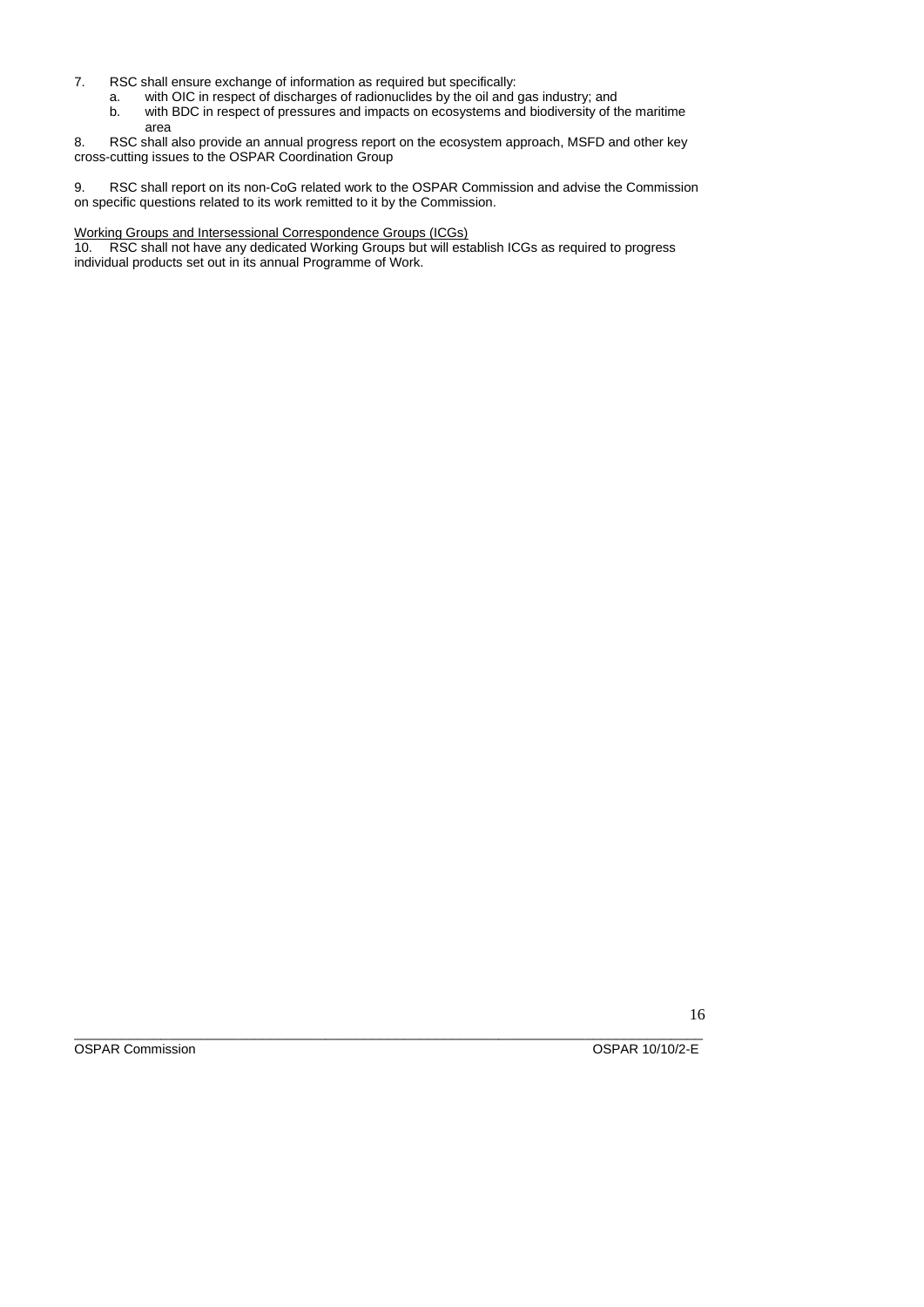7. RSC shall ensure exchange of information as required but specifically:
   a. with OIC in respect of discharges of radionuclides by the oil and gas industry; and
   b. with BDC in respect of pressures and impacts on ecosystems and biodiversity of the maritime area

8. RSC shall also provide an annual progress report on the ecosystem approach, MSFD and other key cross-cutting issues to the OSPAR Coordination Group

9. RSC shall report on its non-CoG related work to the OSPAR Commission and advise the Commission on specific questions related to its work remitted to it by the Commission.

Working Groups and Intersessional Correspondence Groups (ICGs)

10. RSC shall not have any dedicated Working Groups but will establish ICGs as required to progress individual products set out in its annual Programme of Work.